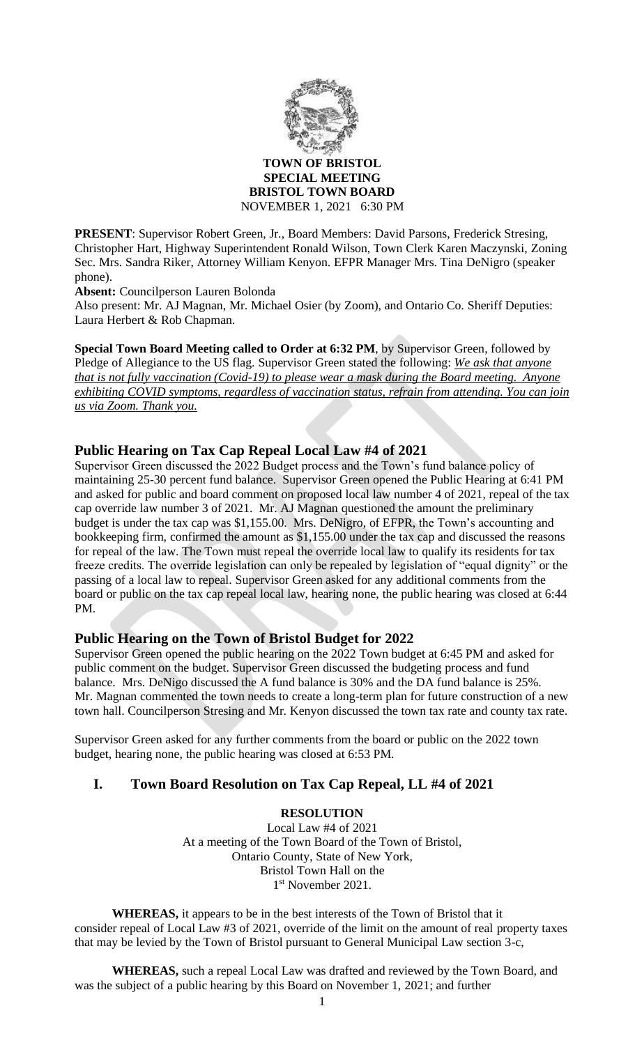**TOWN OF BRISTOL**
**SPECIAL MEETING**
**BRISTOL TOWN BOARD**
NOVEMBER 1, 2021 6:30 PM

**PRESENT**: Supervisor Robert Green, Jr., Board Members: David Parsons, Frederick Stresing, Christopher Hart, Highway Superintendent Ronald Wilson, Town Clerk Karen Maczynski, Zoning Sec. Mrs. Sandra Riker, Attorney William Kenyon. EFPR Manager Mrs. Tina DeNigro (speaker phone).
**Absent:** Councilperson Lauren Bolonda
Also present: Mr. AJ Magnan, Mr. Michael Osier (by Zoom), and Ontario Co. Sheriff Deputies: Laura Herbert & Rob Chapman.

**Special Town Board Meeting called to Order at 6:32 PM**, by Supervisor Green, followed by Pledge of Allegiance to the US flag. Supervisor Green stated the following: *We ask that anyone that is not fully vaccination (Covid-19) to please wear a mask during the Board meeting. Anyone exhibiting COVID symptoms, regardless of vaccination status, refrain from attending. You can join us via Zoom. Thank you.*

## Public Hearing on Tax Cap Repeal Local Law #4 of 2021

Supervisor Green discussed the 2022 Budget process and the Town's fund balance policy of maintaining 25-30 percent fund balance. Supervisor Green opened the Public Hearing at 6:41 PM and asked for public and board comment on proposed local law number 4 of 2021, repeal of the tax cap override law number 3 of 2021. Mr. AJ Magnan questioned the amount the preliminary budget is under the tax cap was $1,155.00. Mrs. DeNigro, of EFPR, the Town's accounting and bookkeeping firm, confirmed the amount as $1,155.00 under the tax cap and discussed the reasons for repeal of the law. The Town must repeal the override local law to qualify its residents for tax freeze credits. The override legislation can only be repealed by legislation of "equal dignity" or the passing of a local law to repeal. Supervisor Green asked for any additional comments from the board or public on the tax cap repeal local law, hearing none, the public hearing was closed at 6:44 PM.

## Public Hearing on the Town of Bristol Budget for 2022

Supervisor Green opened the public hearing on the 2022 Town budget at 6:45 PM and asked for public comment on the budget. Supervisor Green discussed the budgeting process and fund balance. Mrs. DeNigo discussed the A fund balance is 30% and the DA fund balance is 25%. Mr. Magnan commented the town needs to create a long-term plan for future construction of a new town hall. Councilperson Stresing and Mr. Kenyon discussed the town tax rate and county tax rate.

Supervisor Green asked for any further comments from the board or public on the 2022 town budget, hearing none, the public hearing was closed at 6:53 PM.

## I. Town Board Resolution on Tax Cap Repeal, LL #4 of 2021

**RESOLUTION**
Local Law #4 of 2021
At a meeting of the Town Board of the Town of Bristol,
Ontario County, State of New York,
Bristol Town Hall on the
1st November 2021.

**WHEREAS,** it appears to be in the best interests of the Town of Bristol that it consider repeal of Local Law #3 of 2021, override of the limit on the amount of real property taxes that may be levied by the Town of Bristol pursuant to General Municipal Law section 3-c,

**WHEREAS,** such a repeal Local Law was drafted and reviewed by the Town Board, and was the subject of a public hearing by this Board on November 1, 2021; and further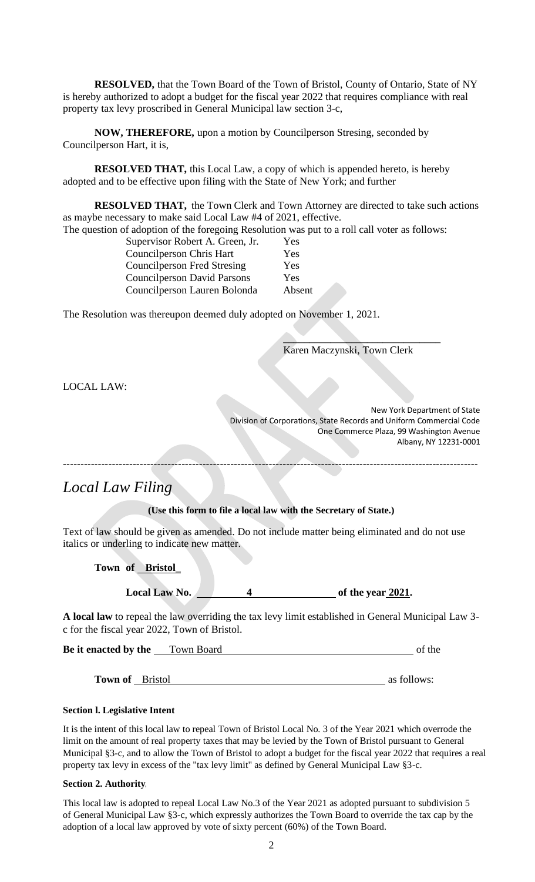**RESOLVED,** that the Town Board of the Town of Bristol, County of Ontario, State of NY is hereby authorized to adopt a budget for the fiscal year 2022 that requires compliance with real property tax levy proscribed in General Municipal law section 3-c,

**NOW, THEREFORE,** upon a motion by Councilperson Stresing, seconded by Councilperson Hart, it is,

**RESOLVED THAT,** this Local Law, a copy of which is appended hereto, is hereby adopted and to be effective upon filing with the State of New York; and further

**RESOLVED THAT,** the Town Clerk and Town Attorney are directed to take such actions as maybe necessary to make said Local Law #4 of 2021, effective.

The question of adoption of the foregoing Resolution was put to a roll call voter as follows:

| | |
|---|---|
| Supervisor Robert A. Green, Jr. | Yes |
| Councilperson Chris Hart | Yes |
| Councilperson Fred Stresing | Yes |
| Councilperson David Parsons | Yes |
| Councilperson Lauren Bolonda | Absent |

The Resolution was thereupon deemed duly adopted on November 1, 2021.

_______________________________
Karen Maczynski, Town Clerk

LOCAL LAW:

New York Department of State
Division of Corporations, State Records and Uniform Commercial Code
One Commerce Plaza, 99 Washington Avenue
Albany, NY 12231-0001

---

# *Local Law Filing*

**(Use this form to file a local law with the Secretary of State.)**

Text of law should be given as amended. Do not include matter being eliminated and do not use italics or underling to indicate new matter.

**Town of Bristol**

**Local Law No. 4 of the year 2021.**

**A local law** to repeal the law overriding the tax levy limit established in General Municipal Law 3-c for the fiscal year 2022, Town of Bristol.

**Be it enacted by the** Town Board of the

**Town of** Bristol as follows:

**Section l. Legislative Intent**

It is the intent of this local law to repeal Town of Bristol Local No. 3 of the Year 2021 which overrode the limit on the amount of real property taxes that may be levied by the Town of Bristol pursuant to General Municipal §3-c, and to allow the Town of Bristol to adopt a budget for the fiscal year 2022 that requires a real property tax levy in excess of the "tax levy limit" as defined by General Municipal Law §3-c.

**Section 2. Authority**.

This local law is adopted to repeal Local Law No.3 of the Year 2021 as adopted pursuant to subdivision 5 of General Municipal Law §3-c, which expressly authorizes the Town Board to override the tax cap by the adoption of a local law approved by vote of sixty percent (60%) of the Town Board.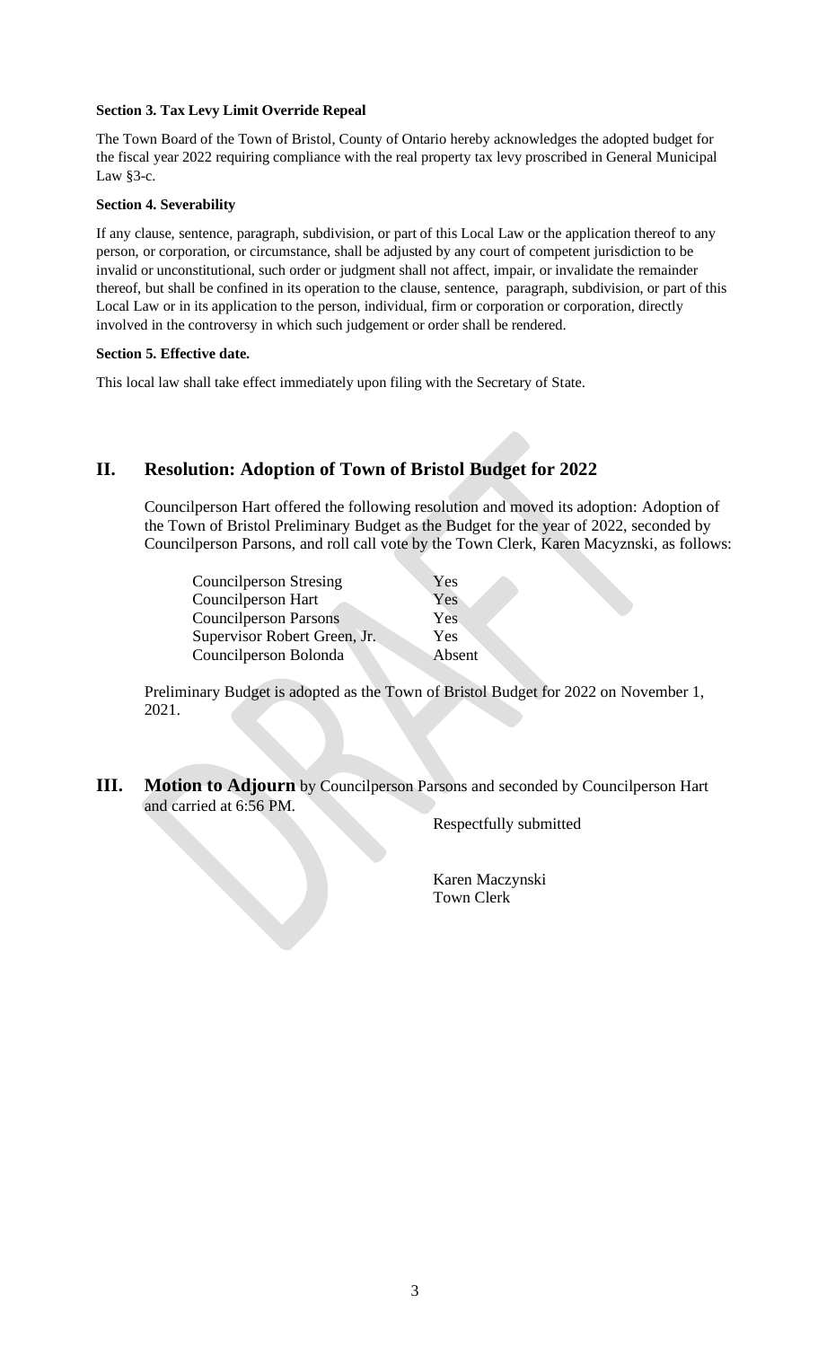**Section 3. Tax Levy Limit Override Repeal**

The Town Board of the Town of Bristol, County of Ontario hereby acknowledges the adopted budget for the fiscal year 2022 requiring compliance with the real property tax levy proscribed in General Municipal Law §3-c.

**Section 4. Severability**

If any clause, sentence, paragraph, subdivision, or part of this Local Law or the application thereof to any person, or corporation, or circumstance, shall be adjusted by any court of competent jurisdiction to be invalid or unconstitutional, such order or judgment shall not affect, impair, or invalidate the remainder thereof, but shall be confined in its operation to the clause, sentence, paragraph, subdivision, or part of this Local Law or in its application to the person, individual, firm or corporation or corporation, directly involved in the controversy in which such judgement or order shall be rendered.

**Section 5. Effective date.**

This local law shall take effect immediately upon filing with the Secretary of State.

## II. Resolution: Adoption of Town of Bristol Budget for 2022

Councilperson Hart offered the following resolution and moved its adoption: Adoption of the Town of Bristol Preliminary Budget as the Budget for the year of 2022, seconded by Councilperson Parsons, and roll call vote by the Town Clerk, Karen Macyznski, as follows:

| | |
|---|---|
| Councilperson Stresing | Yes |
| Councilperson Hart | Yes |
| Councilperson Parsons | Yes |
| Supervisor Robert Green, Jr. | Yes |
| Councilperson Bolonda | Absent |

Preliminary Budget is adopted as the Town of Bristol Budget for 2022 on November 1, 2021.

**III. Motion to Adjourn** by Councilperson Parsons and seconded by Councilperson Hart and carried at 6:56 PM.

Respectfully submitted

Karen Maczynski
Town Clerk